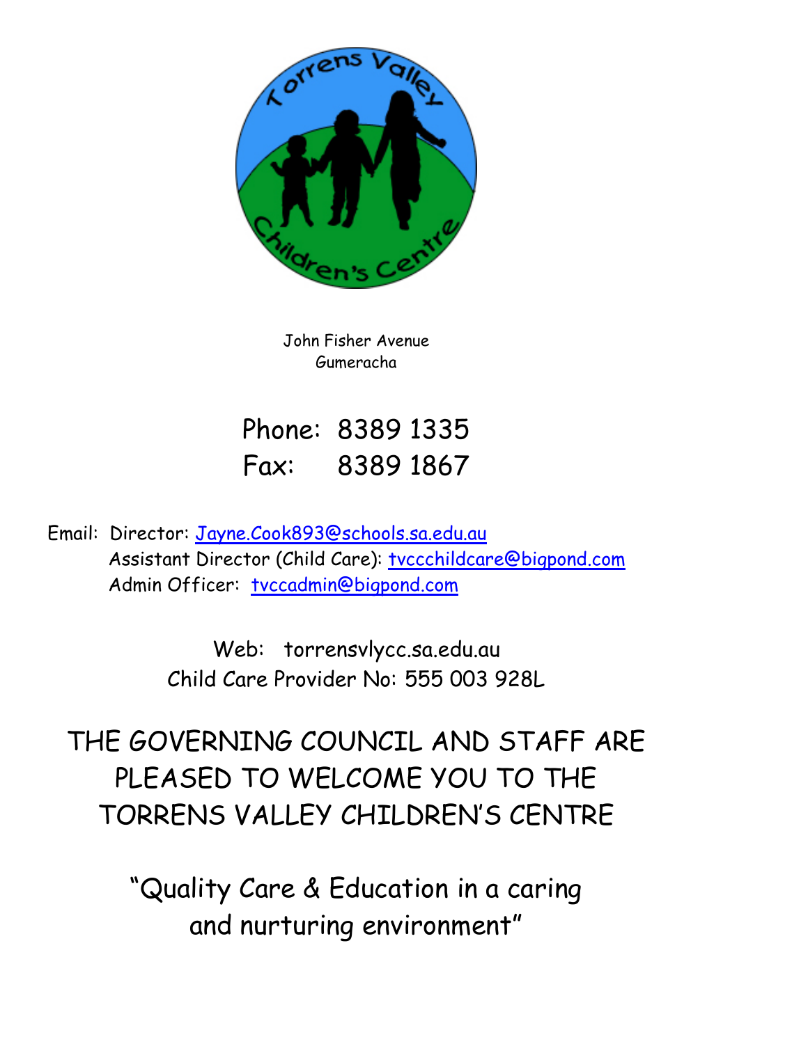John Fisher Avenue
Gumeracha

Phone: 8389 1335
Fax: 8389 1867

Email: Director: Jayne.Cook893@schools.sa.edu.au
Assistant Director (Child Care): tvccchildcare@bigpond.com
Admin Officer: tvccadmin@bigpond.com

Web: torrensvlycc.sa.edu.au
Child Care Provider No: 555 003 928L

# THE GOVERNING COUNCIL AND STAFF ARE PLEASED TO WELCOME YOU TO THE TORRENS VALLEY CHILDREN'S CENTRE

"Quality Care & Education in a caring and nurturing environment"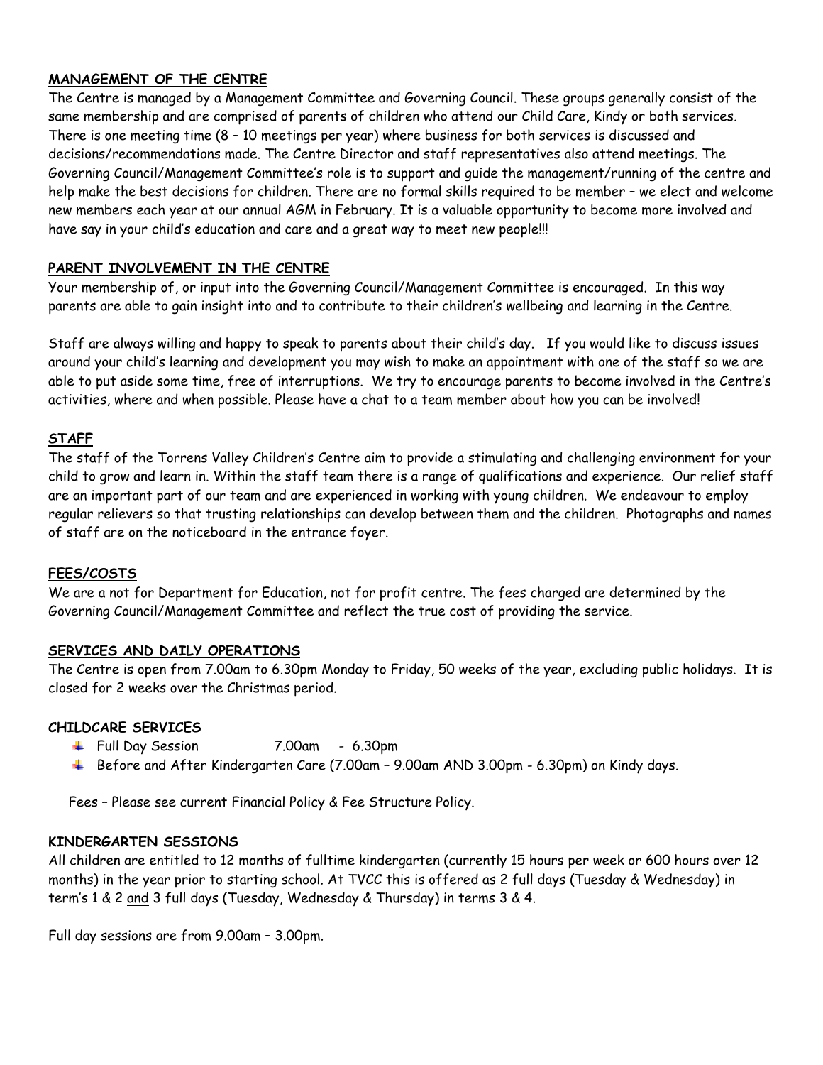## MANAGEMENT OF THE CENTRE

The Centre is managed by a Management Committee and Governing Council. These groups generally consist of the same membership and are comprised of parents of children who attend our Child Care, Kindy or both services. There is one meeting time (8 – 10 meetings per year) where business for both services is discussed and decisions/recommendations made. The Centre Director and staff representatives also attend meetings. The Governing Council/Management Committee's role is to support and guide the management/running of the centre and help make the best decisions for children. There are no formal skills required to be member – we elect and welcome new members each year at our annual AGM in February. It is a valuable opportunity to become more involved and have say in your child's education and care and a great way to meet new people!!!

## PARENT INVOLVEMENT IN THE CENTRE

Your membership of, or input into the Governing Council/Management Committee is encouraged. In this way parents are able to gain insight into and to contribute to their children's wellbeing and learning in the Centre.

Staff are always willing and happy to speak to parents about their child's day. If you would like to discuss issues around your child's learning and development you may wish to make an appointment with one of the staff so we are able to put aside some time, free of interruptions. We try to encourage parents to become involved in the Centre's activities, where and when possible. Please have a chat to a team member about how you can be involved!

## STAFF

The staff of the Torrens Valley Children's Centre aim to provide a stimulating and challenging environment for your child to grow and learn in. Within the staff team there is a range of qualifications and experience. Our relief staff are an important part of our team and are experienced in working with young children. We endeavour to employ regular relievers so that trusting relationships can develop between them and the children. Photographs and names of staff are on the noticeboard in the entrance foyer.

## FEES/COSTS

We are a not for Department for Education, not for profit centre. The fees charged are determined by the Governing Council/Management Committee and reflect the true cost of providing the service.

## SERVICES AND DAILY OPERATIONS

The Centre is open from 7.00am to 6.30pm Monday to Friday, 50 weeks of the year, excluding public holidays. It is closed for 2 weeks over the Christmas period.

### CHILDCARE SERVICES

- Full Day Session 7.00am - 6.30pm
- Before and After Kindergarten Care (7.00am – 9.00am AND 3.00pm - 6.30pm) on Kindy days.

Fees – Please see current Financial Policy & Fee Structure Policy.

### KINDERGARTEN SESSIONS

All children are entitled to 12 months of fulltime kindergarten (currently 15 hours per week or 600 hours over 12 months) in the year prior to starting school. At TVCC this is offered as 2 full days (Tuesday & Wednesday) in term's 1 & 2 <u>and</u> 3 full days (Tuesday, Wednesday & Thursday) in terms 3 & 4.

Full day sessions are from 9.00am – 3.00pm.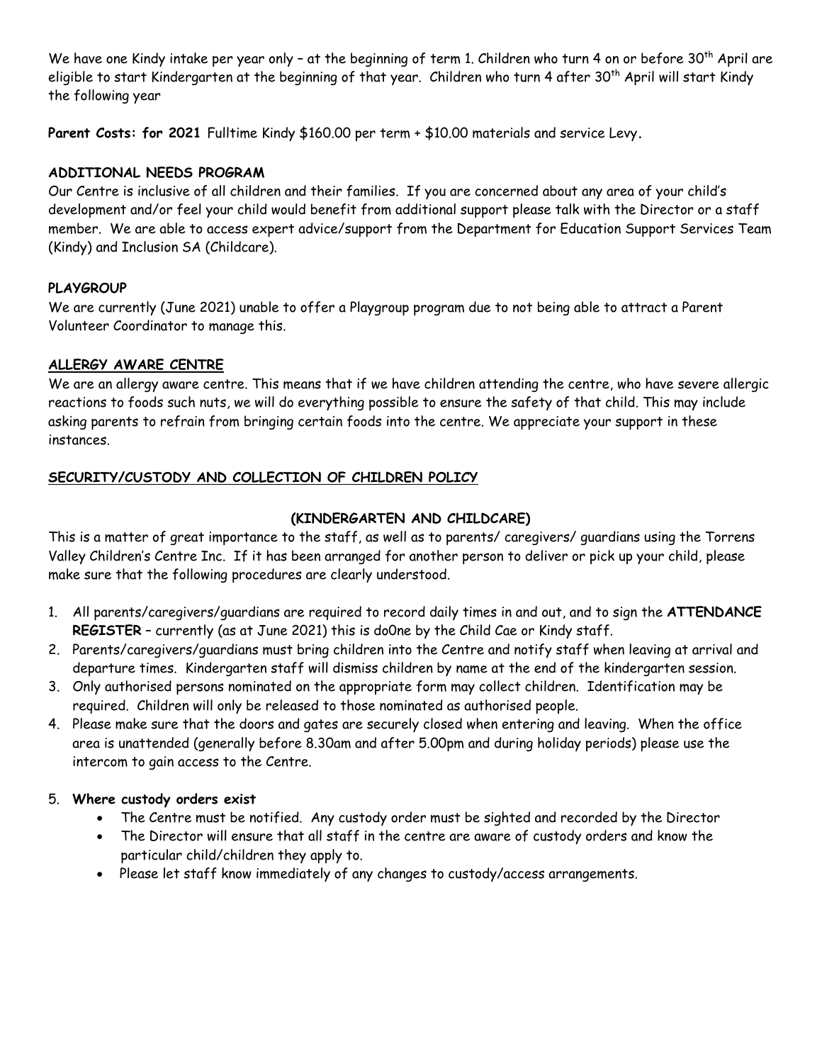We have one Kindy intake per year only – at the beginning of term 1. Children who turn 4 on or before 30th April are eligible to start Kindergarten at the beginning of that year. Children who turn 4 after 30th April will start Kindy the following year

**Parent Costs: for 2021** Fulltime Kindy $160.00 per term + $10.00 materials and service Levy**.**

### ADDITIONAL NEEDS PROGRAM

Our Centre is inclusive of all children and their families. If you are concerned about any area of your child's development and/or feel your child would benefit from additional support please talk with the Director or a staff member. We are able to access expert advice/support from the Department for Education Support Services Team (Kindy) and Inclusion SA (Childcare).

### PLAYGROUP

We are currently (June 2021) unable to offer a Playgroup program due to not being able to attract a Parent Volunteer Coordinator to manage this.

### ALLERGY AWARE CENTRE

We are an allergy aware centre. This means that if we have children attending the centre, who have severe allergic reactions to foods such nuts, we will do everything possible to ensure the safety of that child. This may include asking parents to refrain from bringing certain foods into the centre. We appreciate your support in these instances.

### SECURITY/CUSTODY AND COLLECTION OF CHILDREN POLICY

**(KINDERGARTEN AND CHILDCARE)**

This is a matter of great importance to the staff, as well as to parents/ caregivers/ guardians using the Torrens Valley Children's Centre Inc. If it has been arranged for another person to deliver or pick up your child, please make sure that the following procedures are clearly understood.

1. All parents/caregivers/guardians are required to record daily times in and out, and to sign the **ATTENDANCE REGISTER** – currently (as at June 2021) this is do0ne by the Child Cae or Kindy staff.
2. Parents/caregivers/guardians must bring children into the Centre and notify staff when leaving at arrival and departure times. Kindergarten staff will dismiss children by name at the end of the kindergarten session.
3. Only authorised persons nominated on the appropriate form may collect children. Identification may be required. Children will only be released to those nominated as authorised people.
4. Please make sure that the doors and gates are securely closed when entering and leaving. When the office area is unattended (generally before 8.30am and after 5.00pm and during holiday periods) please use the intercom to gain access to the Centre.
5. **Where custody orders exist**
   - The Centre must be notified. Any custody order must be sighted and recorded by the Director
   - The Director will ensure that all staff in the centre are aware of custody orders and know the particular child/children they apply to.
   - Please let staff know immediately of any changes to custody/access arrangements.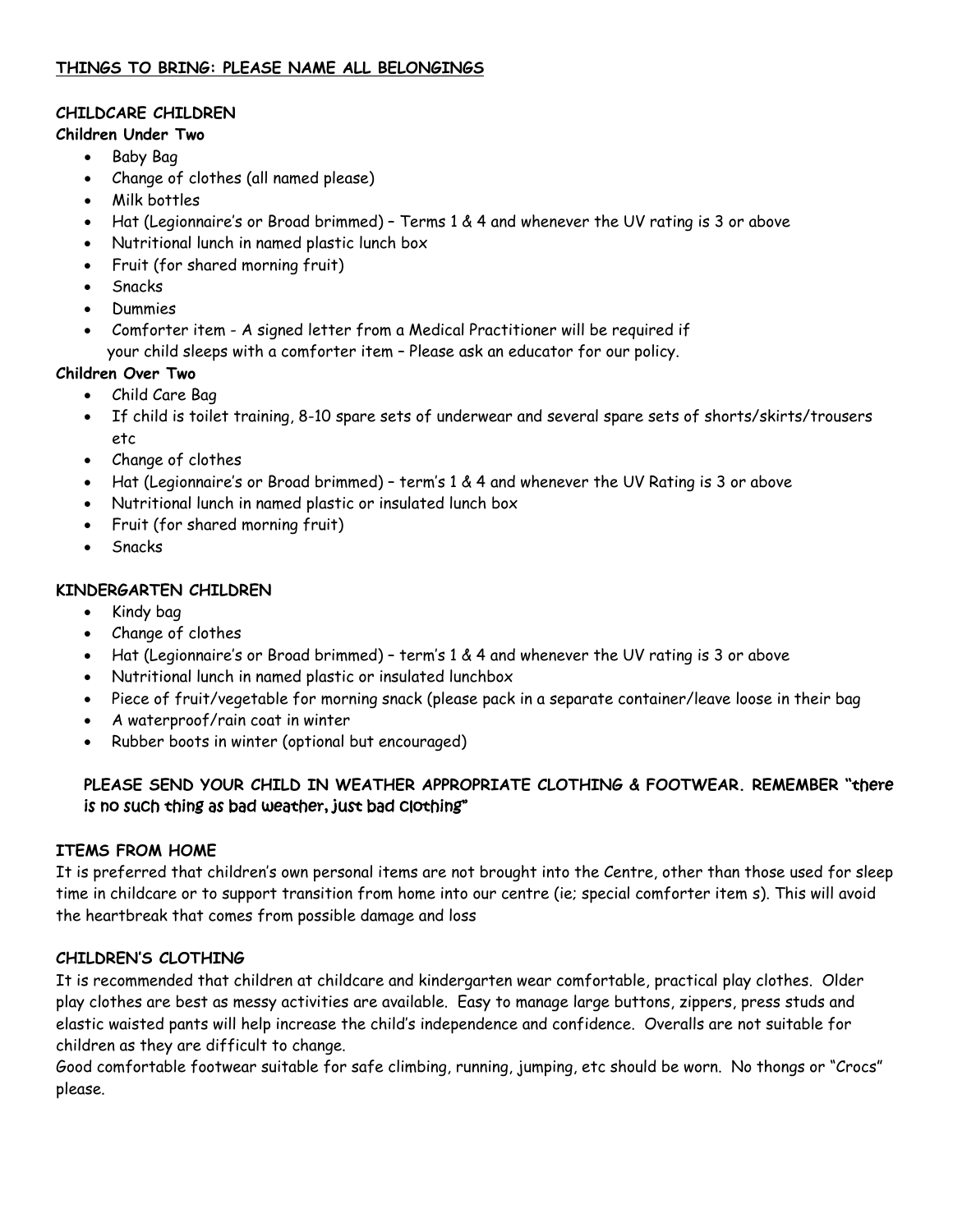## **THINGS TO BRING: PLEASE NAME ALL BELONGINGS**

### **CHILDCARE CHILDREN**

**Children Under Two**

- Baby Bag
- Change of clothes (all named please)
- Milk bottles
- Hat (Legionnaire's or Broad brimmed) – Terms 1 & 4 and whenever the UV rating is 3 or above
- Nutritional lunch in named plastic lunch box
- Fruit (for shared morning fruit)
- Snacks
- Dummies
- Comforter item - A signed letter from a Medical Practitioner will be required if your child sleeps with a comforter item – Please ask an educator for our policy.

**Children Over Two**

- Child Care Bag
- If child is toilet training, 8-10 spare sets of underwear and several spare sets of shorts/skirts/trousers etc
- Change of clothes
- Hat (Legionnaire's or Broad brimmed) – term's 1 & 4 and whenever the UV Rating is 3 or above
- Nutritional lunch in named plastic or insulated lunch box
- Fruit (for shared morning fruit)
- Snacks

### **KINDERGARTEN CHILDREN**

- Kindy bag
- Change of clothes
- Hat (Legionnaire's or Broad brimmed) – term's 1 & 4 and whenever the UV rating is 3 or above
- Nutritional lunch in named plastic or insulated lunchbox
- Piece of fruit/vegetable for morning snack (please pack in a separate container/leave loose in their bag
- A waterproof/rain coat in winter
- Rubber boots in winter (optional but encouraged)

**PLEASE SEND YOUR CHILD IN WEATHER APPROPRIATE CLOTHING & FOOTWEAR. REMEMBER "there is no such thing as bad weather, just bad clothing"**

### **ITEMS FROM HOME**

It is preferred that children's own personal items are not brought into the Centre, other than those used for sleep time in childcare or to support transition from home into our centre (ie; special comforter item s). This will avoid the heartbreak that comes from possible damage and loss

### **CHILDREN'S CLOTHING**

It is recommended that children at childcare and kindergarten wear comfortable, practical play clothes. Older play clothes are best as messy activities are available. Easy to manage large buttons, zippers, press studs and elastic waisted pants will help increase the child's independence and confidence. Overalls are not suitable for children as they are difficult to change.

Good comfortable footwear suitable for safe climbing, running, jumping, etc should be worn. No thongs or "Crocs" please.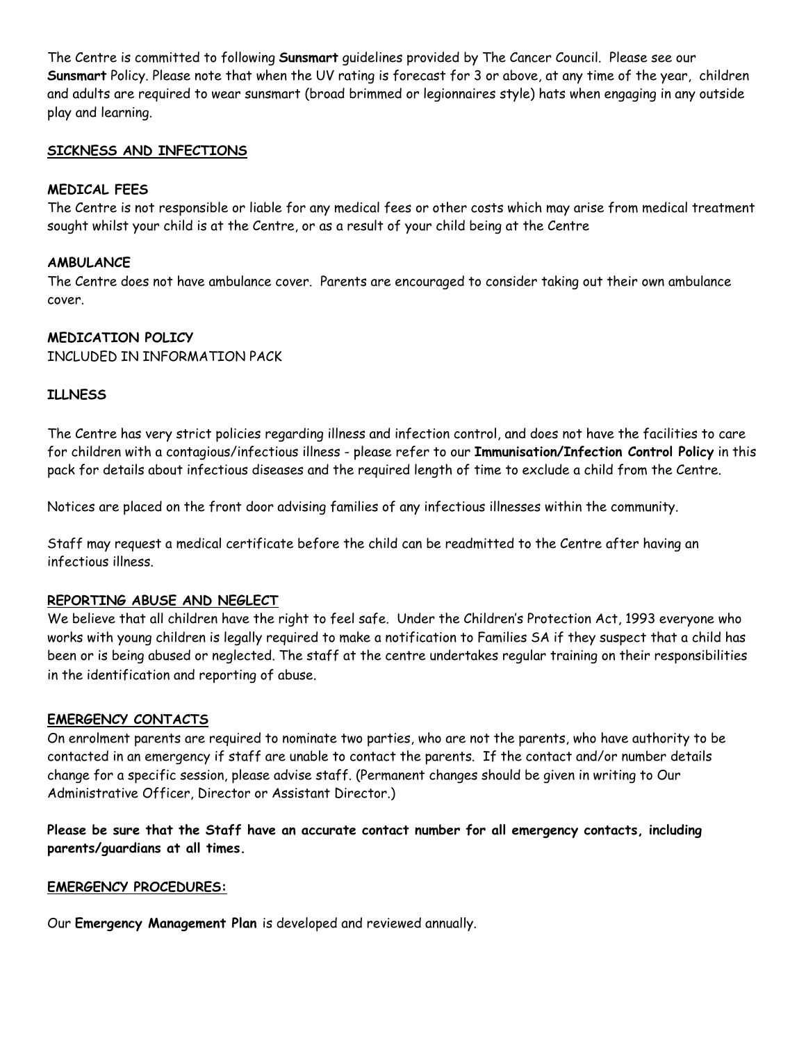The Centre is committed to following **Sunsmart** guidelines provided by The Cancer Council. Please see our **Sunsmart** Policy. Please note that when the UV rating is forecast for 3 or above, at any time of the year, children and adults are required to wear sunsmart (broad brimmed or legionnaires style) hats when engaging in any outside play and learning.

## SICKNESS AND INFECTIONS

### MEDICAL FEES

The Centre is not responsible or liable for any medical fees or other costs which may arise from medical treatment sought whilst your child is at the Centre, or as a result of your child being at the Centre

### AMBULANCE

The Centre does not have ambulance cover. Parents are encouraged to consider taking out their own ambulance cover.

### MEDICATION POLICY

INCLUDED IN INFORMATION PACK

### ILLNESS

The Centre has very strict policies regarding illness and infection control, and does not have the facilities to care for children with a contagious/infectious illness - please refer to our **Immunisation/Infection Control Policy** in this pack for details about infectious diseases and the required length of time to exclude a child from the Centre.

Notices are placed on the front door advising families of any infectious illnesses within the community.

Staff may request a medical certificate before the child can be readmitted to the Centre after having an infectious illness.

## REPORTING ABUSE AND NEGLECT

We believe that all children have the right to feel safe. Under the Children's Protection Act, 1993 everyone who works with young children is legally required to make a notification to Families SA if they suspect that a child has been or is being abused or neglected. The staff at the centre undertakes regular training on their responsibilities in the identification and reporting of abuse.

## EMERGENCY CONTACTS

On enrolment parents are required to nominate two parties, who are not the parents, who have authority to be contacted in an emergency if staff are unable to contact the parents. If the contact and/or number details change for a specific session, please advise staff. (Permanent changes should be given in writing to Our Administrative Officer, Director or Assistant Director.)

**Please be sure that the Staff have an accurate contact number for all emergency contacts, including parents/guardians at all times.**

## EMERGENCY PROCEDURES:

Our **Emergency Management Plan** is developed and reviewed annually.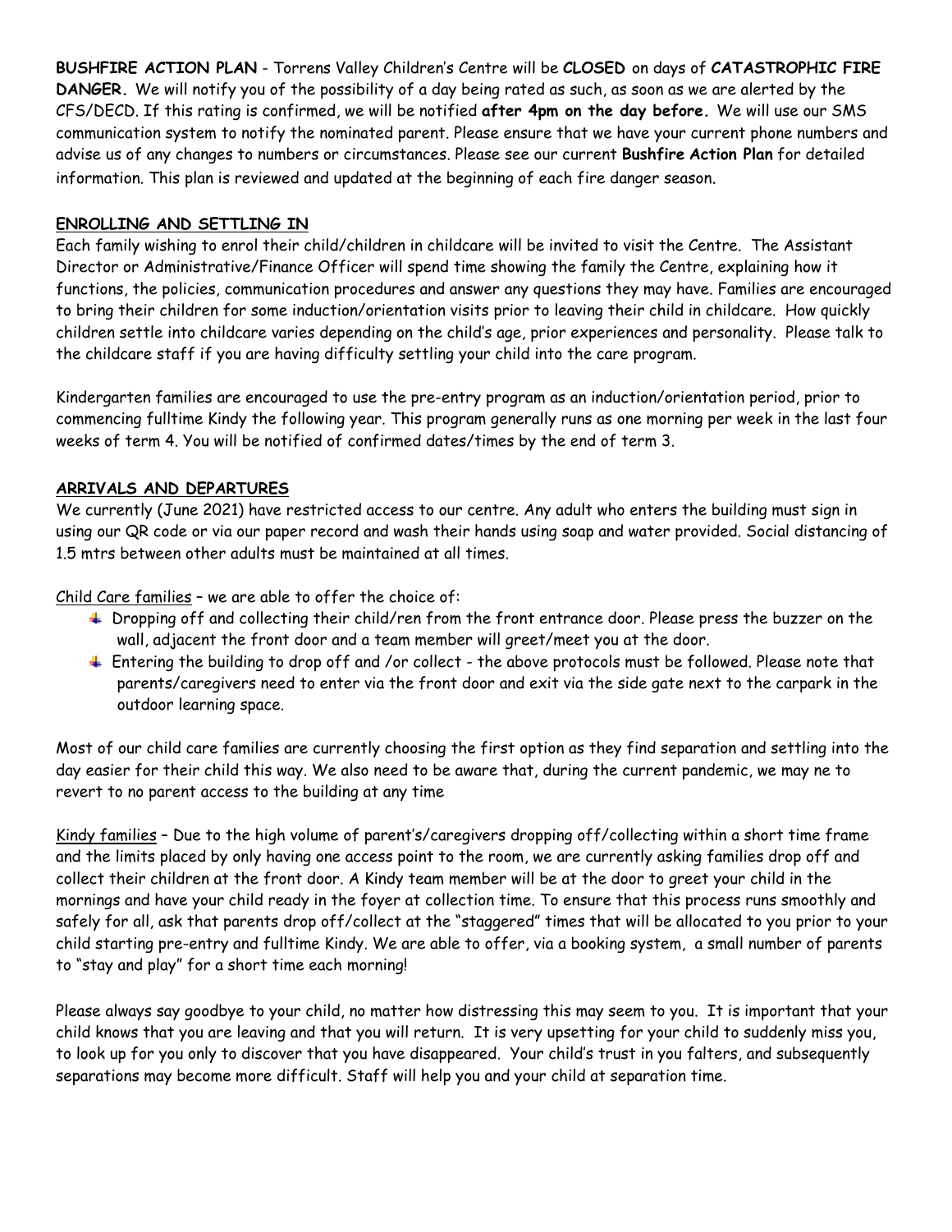**BUSHFIRE ACTION PLAN** - Torrens Valley Children's Centre will be **CLOSED** on days of **CATASTROPHIC FIRE DANGER.** We will notify you of the possibility of a day being rated as such, as soon as we are alerted by the CFS/DECD. If this rating is confirmed, we will be notified **after 4pm on the day before.** We will use our SMS communication system to notify the nominated parent. Please ensure that we have your current phone numbers and advise us of any changes to numbers or circumstances. Please see our current **Bushfire Action Plan** for detailed information. This plan is reviewed and updated at the beginning of each fire danger season.

## ENROLLING AND SETTLING IN

Each family wishing to enrol their child/children in childcare will be invited to visit the Centre. The Assistant Director or Administrative/Finance Officer will spend time showing the family the Centre, explaining how it functions, the policies, communication procedures and answer any questions they may have. Families are encouraged to bring their children for some induction/orientation visits prior to leaving their child in childcare. How quickly children settle into childcare varies depending on the child's age, prior experiences and personality. Please talk to the childcare staff if you are having difficulty settling your child into the care program.

Kindergarten families are encouraged to use the pre-entry program as an induction/orientation period, prior to commencing fulltime Kindy the following year. This program generally runs as one morning per week in the last four weeks of term 4. You will be notified of confirmed dates/times by the end of term 3.

## ARRIVALS AND DEPARTURES

We currently (June 2021) have restricted access to our centre. Any adult who enters the building must sign in using our QR code or via our paper record and wash their hands using soap and water provided. Social distancing of 1.5 mtrs between other adults must be maintained at all times.

Child Care families – we are able to offer the choice of:

- Dropping off and collecting their child/ren from the front entrance door. Please press the buzzer on the wall, adjacent the front door and a team member will greet/meet you at the door.
- Entering the building to drop off and /or collect - the above protocols must be followed. Please note that parents/caregivers need to enter via the front door and exit via the side gate next to the carpark in the outdoor learning space.

Most of our child care families are currently choosing the first option as they find separation and settling into the day easier for their child this way. We also need to be aware that, during the current pandemic, we may ne to revert to no parent access to the building at any time

Kindy families – Due to the high volume of parent's/caregivers dropping off/collecting within a short time frame and the limits placed by only having one access point to the room, we are currently asking families drop off and collect their children at the front door. A Kindy team member will be at the door to greet your child in the mornings and have your child ready in the foyer at collection time. To ensure that this process runs smoothly and safely for all, ask that parents drop off/collect at the "staggered" times that will be allocated to you prior to your child starting pre-entry and fulltime Kindy. We are able to offer, via a booking system, a small number of parents to "stay and play" for a short time each morning!

Please always say goodbye to your child, no matter how distressing this may seem to you. It is important that your child knows that you are leaving and that you will return. It is very upsetting for your child to suddenly miss you, to look up for you only to discover that you have disappeared. Your child's trust in you falters, and subsequently separations may become more difficult. Staff will help you and your child at separation time.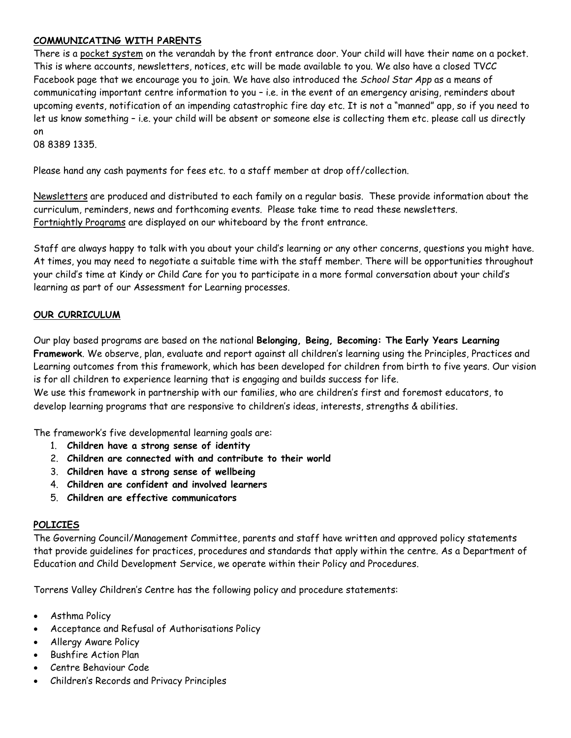## COMMUNICATING WITH PARENTS

There is a pocket system on the verandah by the front entrance door. Your child will have their name on a pocket. This is where accounts, newsletters, notices, etc will be made available to you. We also have a closed TVCC Facebook page that we encourage you to join. We have also introduced the *School Star App* as a means of communicating important centre information to you – i.e. in the event of an emergency arising, reminders about upcoming events, notification of an impending catastrophic fire day etc. It is not a "manned" app, so if you need to let us know something – i.e. your child will be absent or someone else is collecting them etc. please call us directly on
08 8389 1335.

Please hand any cash payments for fees etc. to a staff member at drop off/collection.

Newsletters are produced and distributed to each family on a regular basis. These provide information about the curriculum, reminders, news and forthcoming events. Please take time to read these newsletters.
Fortnightly Programs are displayed on our whiteboard by the front entrance.

Staff are always happy to talk with you about your child's learning or any other concerns, questions you might have. At times, you may need to negotiate a suitable time with the staff member. There will be opportunities throughout your child's time at Kindy or Child Care for you to participate in a more formal conversation about your child's learning as part of our Assessment for Learning processes.

## OUR CURRICULUM

Our play based programs are based on the national **Belonging, Being, Becoming: The Early Years Learning Framework**. We observe, plan, evaluate and report against all children's learning using the Principles, Practices and Learning outcomes from this framework, which has been developed for children from birth to five years. Our vision is for all children to experience learning that is engaging and builds success for life.
We use this framework in partnership with our families, who are children's first and foremost educators, to develop learning programs that are responsive to children's ideas, interests, strengths & abilities.

The framework's five developmental learning goals are:

1. **Children have a strong sense of identity**
2. **Children are connected with and contribute to their world**
3. **Children have a strong sense of wellbeing**
4. **Children are confident and involved learners**
5. **Children are effective communicators**

## POLICIES

The Governing Council/Management Committee, parents and staff have written and approved policy statements that provide guidelines for practices, procedures and standards that apply within the centre. As a Department of Education and Child Development Service, we operate within their Policy and Procedures.

Torrens Valley Children's Centre has the following policy and procedure statements:

- Asthma Policy
- Acceptance and Refusal of Authorisations Policy
- Allergy Aware Policy
- Bushfire Action Plan
- Centre Behaviour Code
- Children's Records and Privacy Principles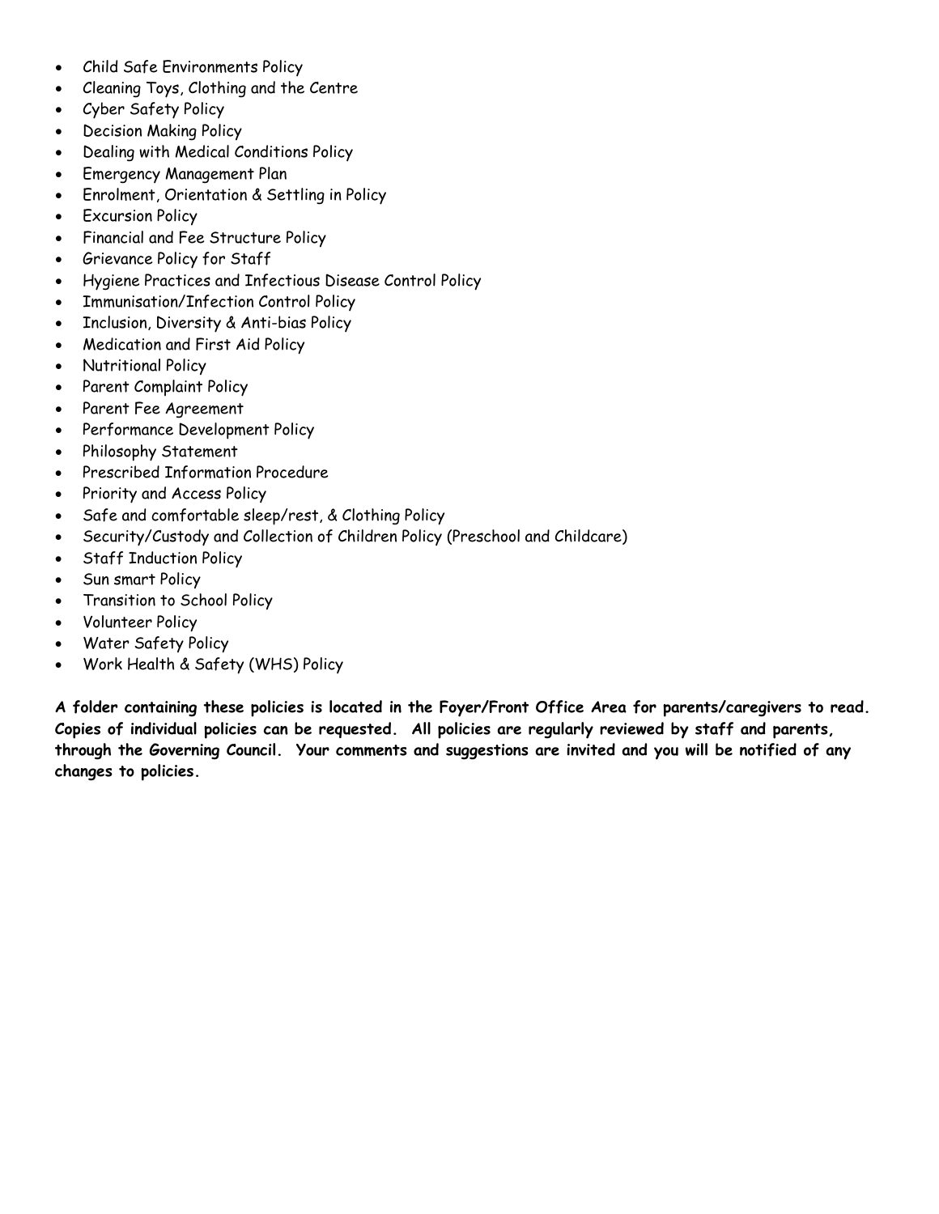- Child Safe Environments Policy
- Cleaning Toys, Clothing and the Centre
- Cyber Safety Policy
- Decision Making Policy
- Dealing with Medical Conditions Policy
- Emergency Management Plan
- Enrolment, Orientation & Settling in Policy
- Excursion Policy
- Financial and Fee Structure Policy
- Grievance Policy for Staff
- Hygiene Practices and Infectious Disease Control Policy
- Immunisation/Infection Control Policy
- Inclusion, Diversity & Anti-bias Policy
- Medication and First Aid Policy
- Nutritional Policy
- Parent Complaint Policy
- Parent Fee Agreement
- Performance Development Policy
- Philosophy Statement
- Prescribed Information Procedure
- Priority and Access Policy
- Safe and comfortable sleep/rest, & Clothing Policy
- Security/Custody and Collection of Children Policy (Preschool and Childcare)
- Staff Induction Policy
- Sun smart Policy
- Transition to School Policy
- Volunteer Policy
- Water Safety Policy
- Work Health & Safety (WHS) Policy

**A folder containing these policies is located in the Foyer/Front Office Area for parents/caregivers to read. Copies of individual policies can be requested. All policies are regularly reviewed by staff and parents, through the Governing Council. Your comments and suggestions are invited and you will be notified of any changes to policies.**